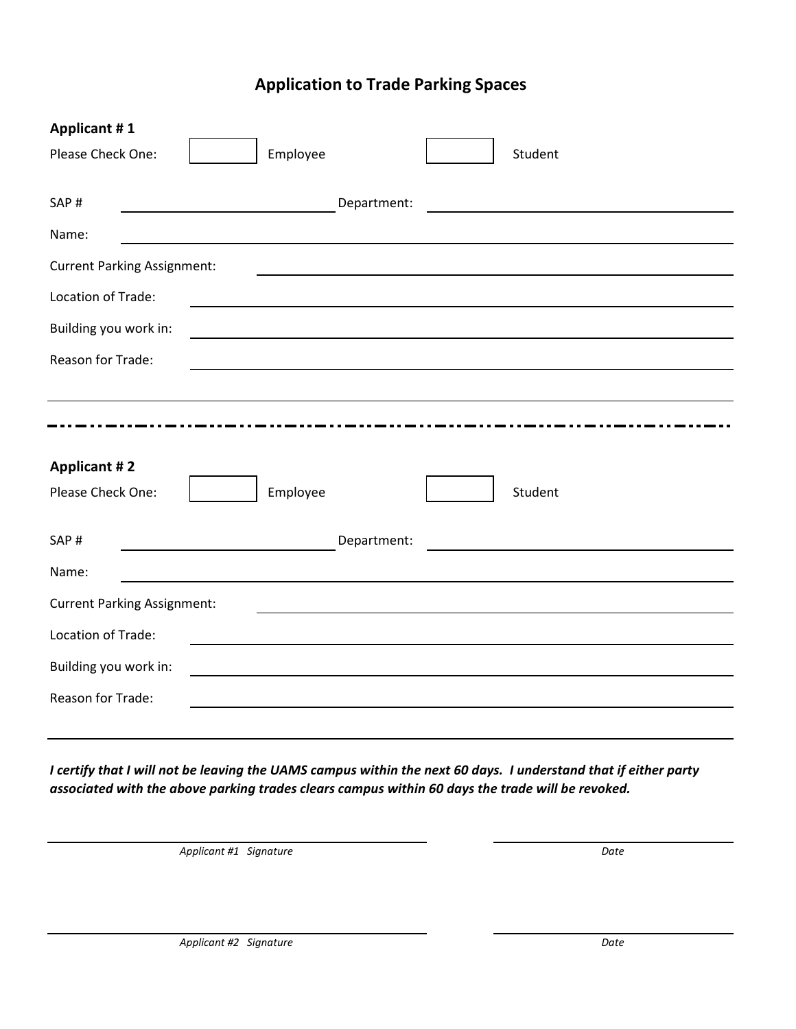# Application to Trade Parking Spaces

**Applicant # 1**

Please Check One: ☐ Employee ☐ Student

SAP # ______________________ Department: ______________________________

Name: ________________________________________________________________

Current Parking Assignment: ___________________________________________

Location of Trade: ____________________________________________________

Building you work in: ________________________________________________

Reason for Trade: ____________________________________________________

______________________________________________________________________

---

**Applicant # 2**

Please Check One: ☐ Employee ☐ Student

SAP # ______________________ Department: ______________________________

Name: ________________________________________________________________

Current Parking Assignment: ___________________________________________

Location of Trade: ____________________________________________________

Building you work in: ________________________________________________

Reason for Trade: ____________________________________________________

______________________________________________________________________

***I certify that I will not be leaving the UAMS campus within the next 60 days. I understand that if either party associated with the above parking trades clears campus within 60 days the trade will be revoked.***

______________________________________ ______________________

*Applicant #1 Signature* *Date*

______________________________________ ______________________

*Applicant #2 Signature* *Date*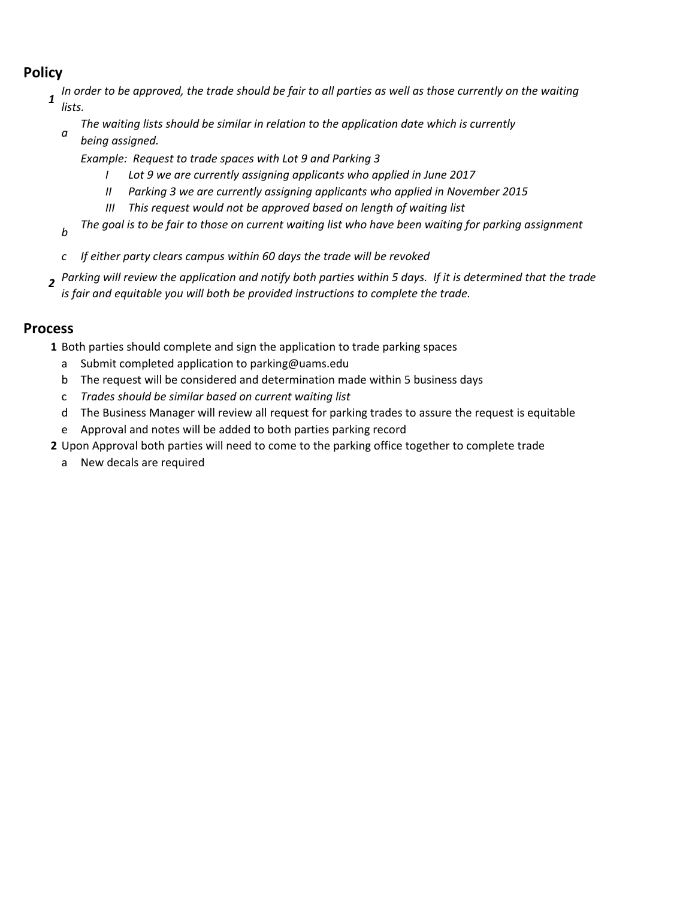## Policy

1. *In order to be approved, the trade should be fair to all parties as well as those currently on the waiting lists.*
   a. *The waiting lists should be similar in relation to the application date which is currently being assigned.*

      *Example: Request to trade spaces with Lot 9 and Parking 3*
      - I *Lot 9 we are currently assigning applicants who applied in June 2017*
      - II *Parking 3 we are currently assigning applicants who applied in November 2015*
      - III *This request would not be approved based on length of waiting list*

   b. *The goal is to be fair to those on current waiting list who have been waiting for parking assignment*

   c. *If either party clears campus within 60 days the trade will be revoked*

2. *Parking will review the application and notify both parties within 5 days. If it is determined that the trade is fair and equitable you will both be provided instructions to complete the trade.*

## Process

1. Both parties should complete and sign the application to trade parking spaces
   a. Submit completed application to parking@uams.edu
   b. The request will be considered and determination made within 5 business days
   c. *Trades should be similar based on current waiting list*
   d. The Business Manager will review all request for parking trades to assure the request is equitable
   e. Approval and notes will be added to both parties parking record
2. Upon Approval both parties will need to come to the parking office together to complete trade
   a. New decals are required